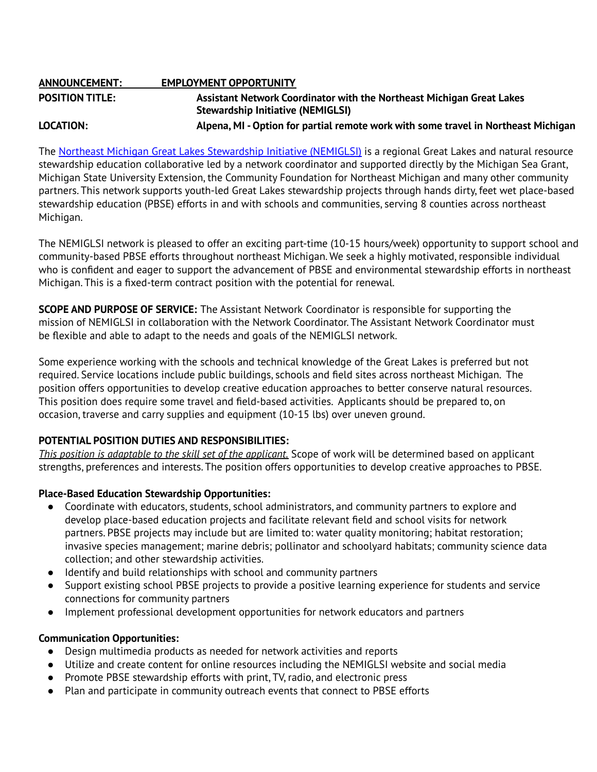**ANNOUNCEMENT: EMPLOYMENT OPPORTUNITY**

**POSITION TITLE:** **Assistant Network Coordinator with the Northeast Michigan Great Lakes Stewardship Initiative (NEMIGLSI)**

**LOCATION:** **Alpena, MI - Option for partial remote work with some travel in Northeast Michigan**

The [Northeast Michigan Great Lakes Stewardship Initiative (NEMIGLSI)]() is a regional Great Lakes and natural resource stewardship education collaborative led by a network coordinator and supported directly by the Michigan Sea Grant, Michigan State University Extension, the Community Foundation for Northeast Michigan and many other community partners. This network supports youth-led Great Lakes stewardship projects through hands dirty, feet wet place-based stewardship education (PBSE) efforts in and with schools and communities, serving 8 counties across northeast Michigan.

The NEMIGLSI network is pleased to offer an exciting part-time (10-15 hours/week) opportunity to support school and community-based PBSE efforts throughout northeast Michigan. We seek a highly motivated, responsible individual who is confident and eager to support the advancement of PBSE and environmental stewardship efforts in northeast Michigan. This is a fixed-term contract position with the potential for renewal.

**SCOPE AND PURPOSE OF SERVICE:** The Assistant Network Coordinator is responsible for supporting the mission of NEMIGLSI in collaboration with the Network Coordinator. The Assistant Network Coordinator must be flexible and able to adapt to the needs and goals of the NEMIGLSI network.

Some experience working with the schools and technical knowledge of the Great Lakes is preferred but not required. Service locations include public buildings, schools and field sites across northeast Michigan. The position offers opportunities to develop creative education approaches to better conserve natural resources. This position does require some travel and field-based activities. Applicants should be prepared to, on occasion, traverse and carry supplies and equipment (10-15 lbs) over uneven ground.

**POTENTIAL POSITION DUTIES AND RESPONSIBILITIES:**

*This position is adaptable to the skill set of the applicant.* Scope of work will be determined based on applicant strengths, preferences and interests. The position offers opportunities to develop creative approaches to PBSE.

**Place-Based Education Stewardship Opportunities:**

- Coordinate with educators, students, school administrators, and community partners to explore and develop place-based education projects and facilitate relevant field and school visits for network partners. PBSE projects may include but are limited to: water quality monitoring; habitat restoration; invasive species management; marine debris; pollinator and schoolyard habitats; community science data collection; and other stewardship activities.
- Identify and build relationships with school and community partners
- Support existing school PBSE projects to provide a positive learning experience for students and service connections for community partners
- Implement professional development opportunities for network educators and partners

**Communication Opportunities:**

- Design multimedia products as needed for network activities and reports
- Utilize and create content for online resources including the NEMIGLSI website and social media
- Promote PBSE stewardship efforts with print, TV, radio, and electronic press
- Plan and participate in community outreach events that connect to PBSE efforts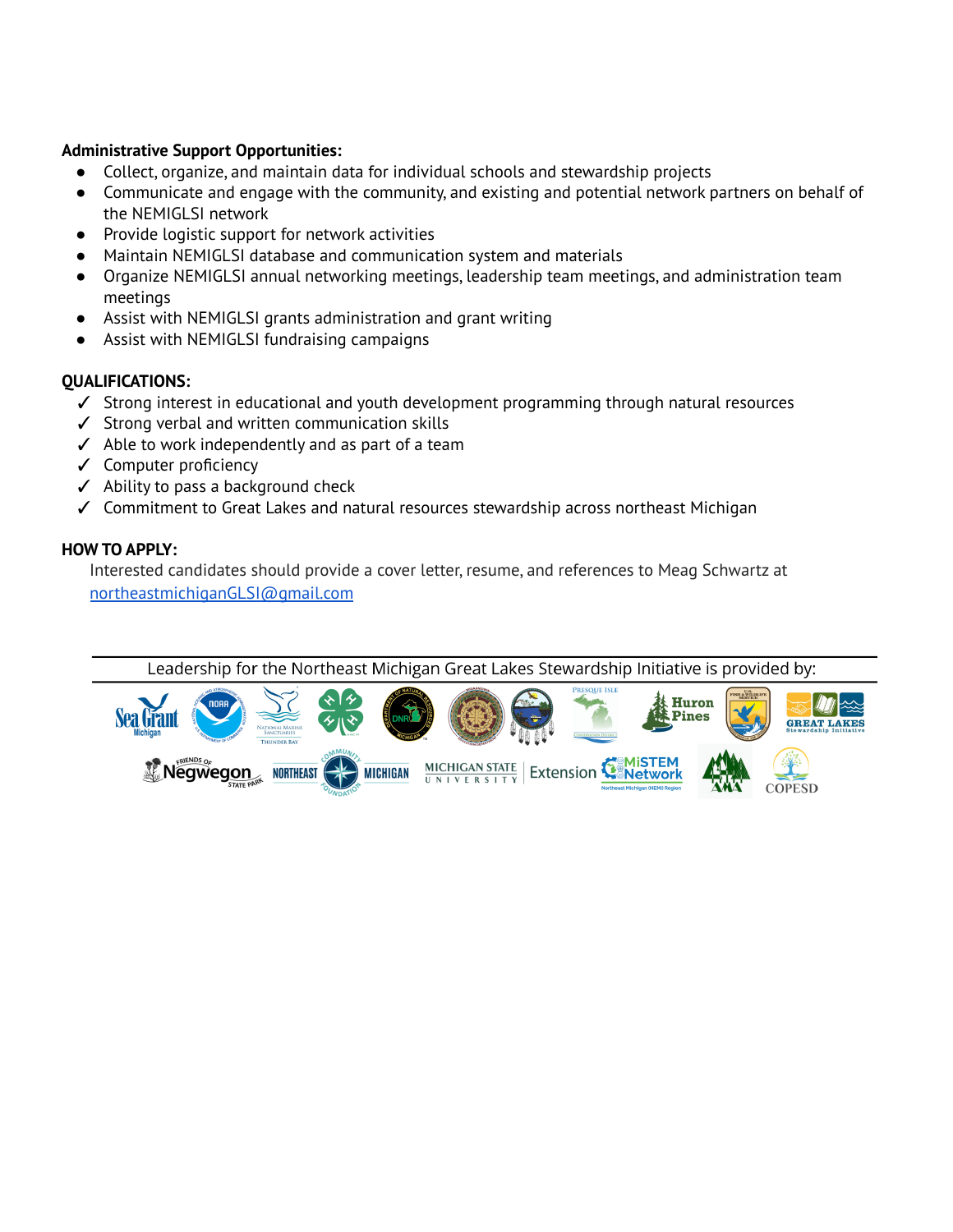**Administrative Support Opportunities:**

- Collect, organize, and maintain data for individual schools and stewardship projects
- Communicate and engage with the community, and existing and potential network partners on behalf of the NEMIGLSI network
- Provide logistic support for network activities
- Maintain NEMIGLSI database and communication system and materials
- Organize NEMIGLSI annual networking meetings, leadership team meetings, and administration team meetings
- Assist with NEMIGLSI grants administration and grant writing
- Assist with NEMIGLSI fundraising campaigns

**QUALIFICATIONS:**

✓ Strong interest in educational and youth development programming through natural resources
✓ Strong verbal and written communication skills
✓ Able to work independently and as part of a team
✓ Computer proficiency
✓ Ability to pass a background check
✓ Commitment to Great Lakes and natural resources stewardship across northeast Michigan

**HOW TO APPLY:**

Interested candidates should provide a cover letter, resume, and references to Meag Schwartz at northeastmichiganGLSI@gmail.com

Leadership for the Northeast Michigan Great Lakes Stewardship Initiative is provided by: